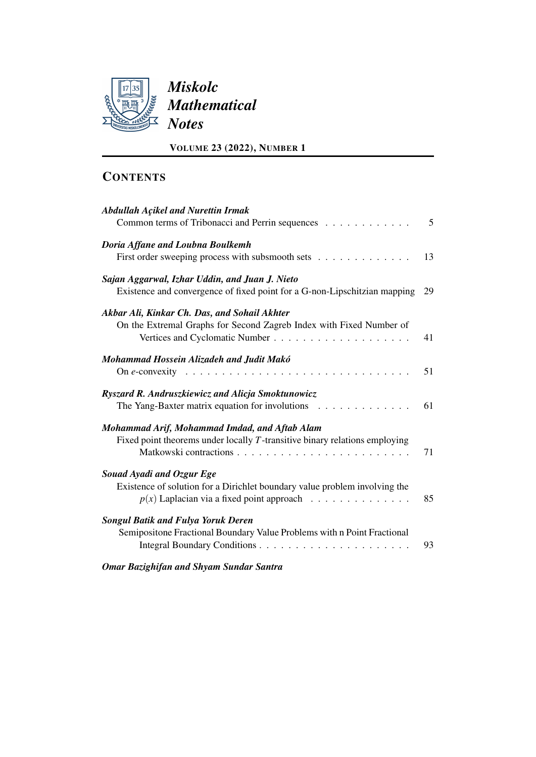# *Miskolc Mathematical Notes*

**VOLUME 23 (2022), NUMBER 1**

## CONTENTS

***Abdullah Açikel and Nurettin Irmak***
Common terms of Tribonacci and Perrin sequences . . . . . . . . . . . . 5

***Doria Affane and Loubna Boulkemh***
First order sweeping process with subsmooth sets . . . . . . . . . . . . . 13

***Sajan Aggarwal, Izhar Uddin, and Juan J. Nieto***
Existence and convergence of fixed point for a G-non-Lipschitzian mapping 29

***Akbar Ali, Kinkar Ch. Das, and Sohail Akhter***
On the Extremal Graphs for Second Zagreb Index with Fixed Number of Vertices and Cyclomatic Number . . . . . . . . . . . . . . . . . . . 41

***Mohammad Hossein Alizadeh and Judit Makó***
On $e$-convexity . . . . . . . . . . . . . . . . . . . . . . . . . . . . . . 51

***Ryszard R. Andruszkiewicz and Alicja Smoktunowicz***
The Yang-Baxter matrix equation for involutions . . . . . . . . . . . . . 61

***Mohammad Arif, Mohammad Imdad, and Aftab Alam***
Fixed point theorems under locally $T$-transitive binary relations employing Matkowski contractions . . . . . . . . . . . . . . . . . . . . . . . . 71

***Souad Ayadi and Ozgur Ege***
Existence of solution for a Dirichlet boundary value problem involving the $p(x)$ Laplacian via a fixed point approach . . . . . . . . . . . . . . 85

***Songul Batik and Fulya Yoruk Deren***
Semipositone Fractional Boundary Value Problems with n Point Fractional Integral Boundary Conditions . . . . . . . . . . . . . . . . . . . . . 93

***Omar Bazighifan and Shyam Sundar Santra***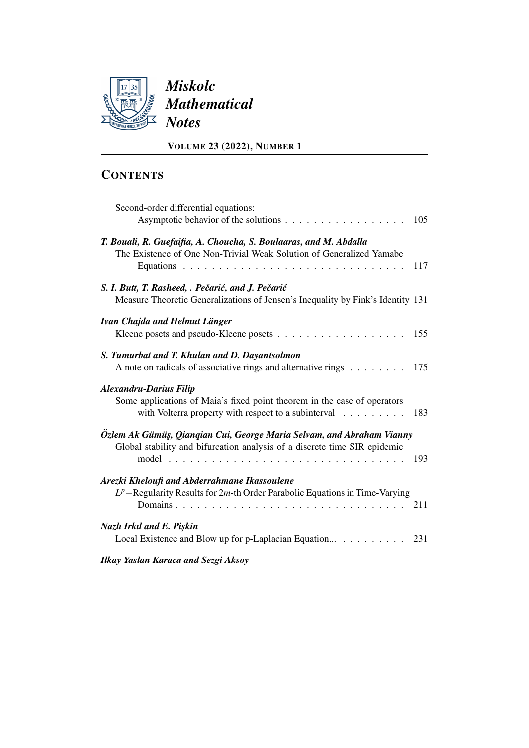# *Miskolc Mathematical Notes*

**VOLUME 23 (2022), NUMBER 1**

## CONTENTS

Second-order differential equations:
Asymptotic behavior of the solutions . . . . . . . . . . . . . . . . . 105

***T. Bouali, R. Guefaifia, A. Choucha, S. Boulaaras, and M. Abdalla***
The Existence of One Non-Trivial Weak Solution of Generalized Yamabe Equations . . . . . . . . . . . . . . . . . . . . . . . . . . . . . . 117

***S. I. Butt, T. Rasheed, . Pečarić, and J. Pečarić***
Measure Theoretic Generalizations of Jensen's Inequality by Fink's Identity 131

***Ivan Chajda and Helmut Länger***
Kleene posets and pseudo-Kleene posets . . . . . . . . . . . . . . . . . . 155

***S. Tumurbat and T. Khulan and D. Dayantsolmon***
A note on radicals of associative rings and alternative rings . . . . . . . . 175

***Alexandru-Darius Filip***
Some applications of Maia's fixed point theorem in the case of operators with Volterra property with respect to a subinterval . . . . . . . . . 183

***Özlem Ak Gümüş, Qianqian Cui, George Maria Selvam, and Abraham Vianny***
Global stability and bifurcation analysis of a discrete time SIR epidemic model . . . . . . . . . . . . . . . . . . . . . . . . . . . . . . . . . 193

***Arezki Kheloufi and Abderrahmane Ikassoulene***
$L^p$−Regularity Results for $2m$-th Order Parabolic Equations in Time-Varying Domains . . . . . . . . . . . . . . . . . . . . . . . . . . . . . . . 211

***Nazlı Irkıl and E. Pişkin***
Local Existence and Blow up for p-Laplacian Equation... . . . . . . . . . 231

***Ilkay Yaslan Karaca and Sezgi Aksoy***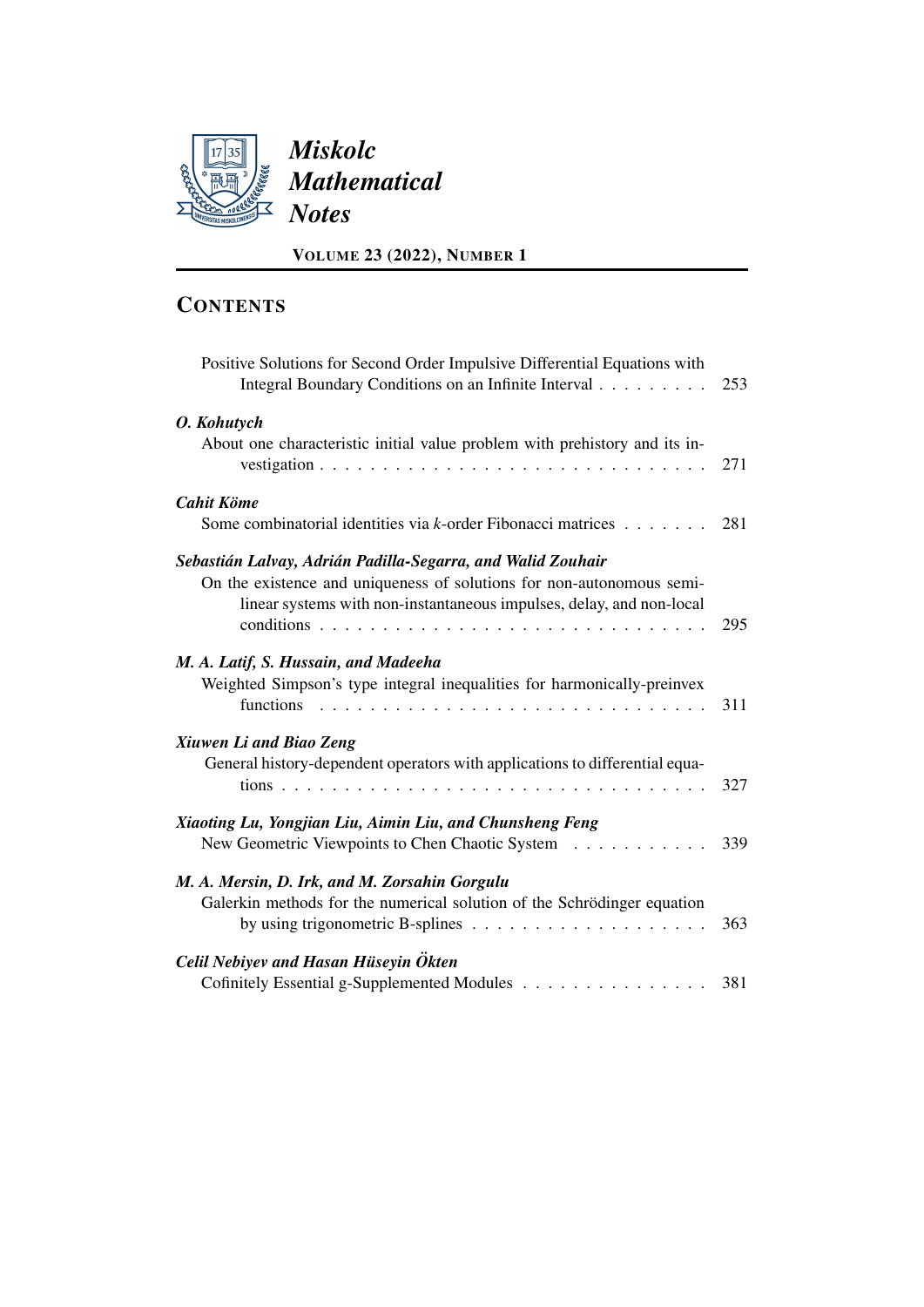*Miskolc Mathematical Notes*

**VOLUME 23 (2022), NUMBER 1**

## CONTENTS

Positive Solutions for Second Order Impulsive Differential Equations with Integral Boundary Conditions on an Infinite Interval . . . . . . . . . 253

***O. Kohutych***
About one characteristic initial value problem with prehistory and its investigation . . . . . . . . . . . . . . . . . . . . . . . . . . . . . 271

***Cahit Köme***
Some combinatorial identities via $k$-order Fibonacci matrices . . . . . . . 281

***Sebastián Lalvay, Adrián Padilla-Segarra, and Walid Zouhair***
On the existence and uniqueness of solutions for non-autonomous semi-linear systems with non-instantaneous impulses, delay, and non-local conditions . . . . . . . . . . . . . . . . . . . . . . . . . . . . . 295

***M. A. Latif, S. Hussain, and Madeeha***
Weighted Simpson's type integral inequalities for harmonically-preinvex functions . . . . . . . . . . . . . . . . . . . . . . . . . . . . . 311

***Xiuwen Li and Biao Zeng***
General history-dependent operators with applications to differential equations . . . . . . . . . . . . . . . . . . . . . . . . . . . . . . . 327

***Xiaoting Lu, Yongjian Liu, Aimin Liu, and Chunsheng Feng***
New Geometric Viewpoints to Chen Chaotic System . . . . . . . . . . . 339

***M. A. Mersin, D. Irk, and M. Zorsahin Gorgulu***
Galerkin methods for the numerical solution of the Schrödinger equation by using trigonometric B-splines . . . . . . . . . . . . . . . . . . . 363

***Celil Nebiyev and Hasan Hüseyin Ökten***
Cofinitely Essential g-Supplemented Modules . . . . . . . . . . . . . . . 381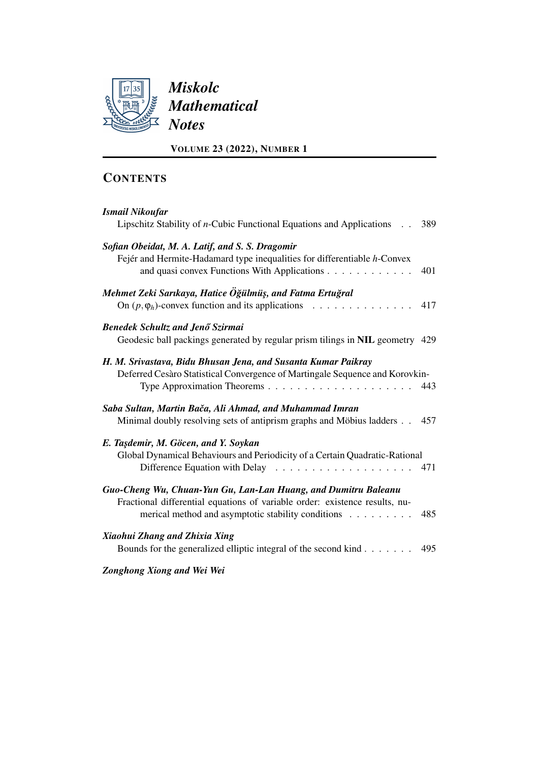# *Miskolc Mathematical Notes*

**VOLUME 23 (2022), NUMBER 1**

## CONTENTS

***Ismail Nikoufar***
Lipschitz Stability of $n$-Cubic Functional Equations and Applications . . 389

***Sofian Obeidat, M. A. Latif, and S. S. Dragomir***
Fejér and Hermite-Hadamard type inequalities for differentiable $h$-Convex and quasi convex Functions With Applications . . . . . . . . . . . 401

***Mehmet Zeki Sarıkaya, Hatice Öğülmüş, and Fatma Ertuğral***
On $(p, \varphi_h)$-convex function and its applications . . . . . . . . . . . . . 417

***Benedek Schultz and Jenő Szirmai***
Geodesic ball packings generated by regular prism tilings in **NIL** geometry 429

***H. M. Srivastava, Bidu Bhusan Jena, and Susanta Kumar Paikray***
Deferred Cesàro Statistical Convergence of Martingale Sequence and Korovkin-Type Approximation Theorems . . . . . . . . . . . . . . . . . . . 443

***Saba Sultan, Martin Bača, Ali Ahmad, and Muhammad Imran***
Minimal doubly resolving sets of antiprism graphs and Möbius ladders . . 457

***E. Taşdemir, M. Göcen, and Y. Soykan***
Global Dynamical Behaviours and Periodicity of a Certain Quadratic-Rational Difference Equation with Delay . . . . . . . . . . . . . . . . . . . 471

***Guo-Cheng Wu, Chuan-Yun Gu, Lan-Lan Huang, and Dumitru Baleanu***
Fractional differential equations of variable order: existence results, numerical method and asymptotic stability conditions . . . . . . . . . 485

***Xiaohui Zhang and Zhixia Xing***
Bounds for the generalized elliptic integral of the second kind . . . . . . . 495

***Zonghong Xiong and Wei Wei***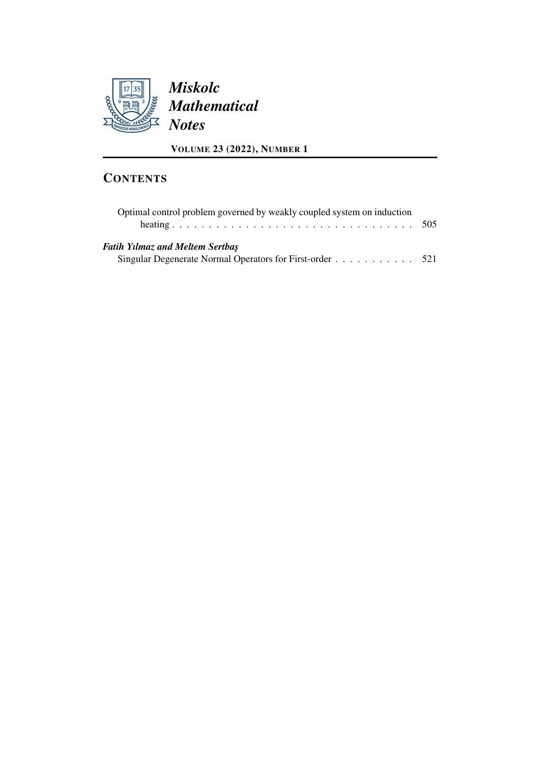*Miskolc Mathematical Notes*

**VOLUME 23 (2022), NUMBER 1**

## CONTENTS

Optimal control problem governed by weakly coupled system on induction heating . . . . . . . . . . . . . . . . . . . . . . . . . . . . . . . . . . 505

***Fatih Yılmaz and Meltem Sertbaş***
Singular Degenerate Normal Operators for First-order . . . . . . . . . . . 521